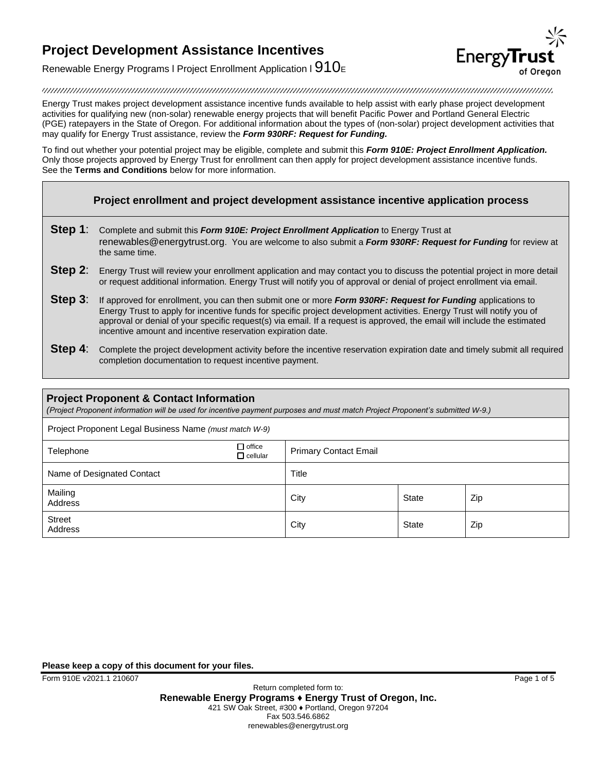# Project Development Assistance Incentives

Renewable Energy Programs l Project Enrollment Application l 910E

Energy Trust makes project development assistance incentive funds available to help assist with early phase project development activities for qualifying new (non-solar) renewable energy projects that will benefit Pacific Power and Portland General Electric (PGE) ratepayers in the State of Oregon. For additional information about the types of (non-solar) project development activities that may qualify for Energy Trust assistance, review the ***Form 930RF: Request for Funding.***

To find out whether your potential project may be eligible, complete and submit this ***Form 910E: Project Enrollment Application.*** Only those projects approved by Energy Trust for enrollment can then apply for project development assistance incentive funds. See the **Terms and Conditions** below for more information.

## Project enrollment and project development assistance incentive application process

**Step 1**: Complete and submit this ***Form 910E: Project Enrollment Application*** to Energy Trust at renewables@energytrust.org. You are welcome to also submit a ***Form 930RF: Request for Funding*** for review at the same time.

**Step 2**: Energy Trust will review your enrollment application and may contact you to discuss the potential project in more detail or request additional information. Energy Trust will notify you of approval or denial of project enrollment via email.

**Step 3**: If approved for enrollment, you can then submit one or more ***Form 930RF: Request for Funding*** applications to Energy Trust to apply for incentive funds for specific project development activities. Energy Trust will notify you of approval or denial of your specific request(s) via email. If a request is approved, the email will include the estimated incentive amount and incentive reservation expiration date.

**Step 4**: Complete the project development activity before the incentive reservation expiration date and timely submit all required completion documentation to request incentive payment.

## Project Proponent & Contact Information

*(Project Proponent information will be used for incentive payment purposes and must match Project Proponent's submitted W-9.)*

| Project Proponent Legal Business Name *(must match W-9)* | | | | |
|---|---|---|---|---|
| Telephone | ☐ office ☐ cellular | Primary Contact Email | | |
| Name of Designated Contact | | Title | | |
| Mailing Address | | City | State | Zip |
| Street Address | | City | State | Zip |

**Please keep a copy of this document for your files.**

Form 910E v2021.1 210607

Return completed form to:
**Renewable Energy Programs ♦ Energy Trust of Oregon, Inc.**
421 SW Oak Street, #300 ♦ Portland, Oregon 97204
Fax 503.546.6862
renewables@energytrust.org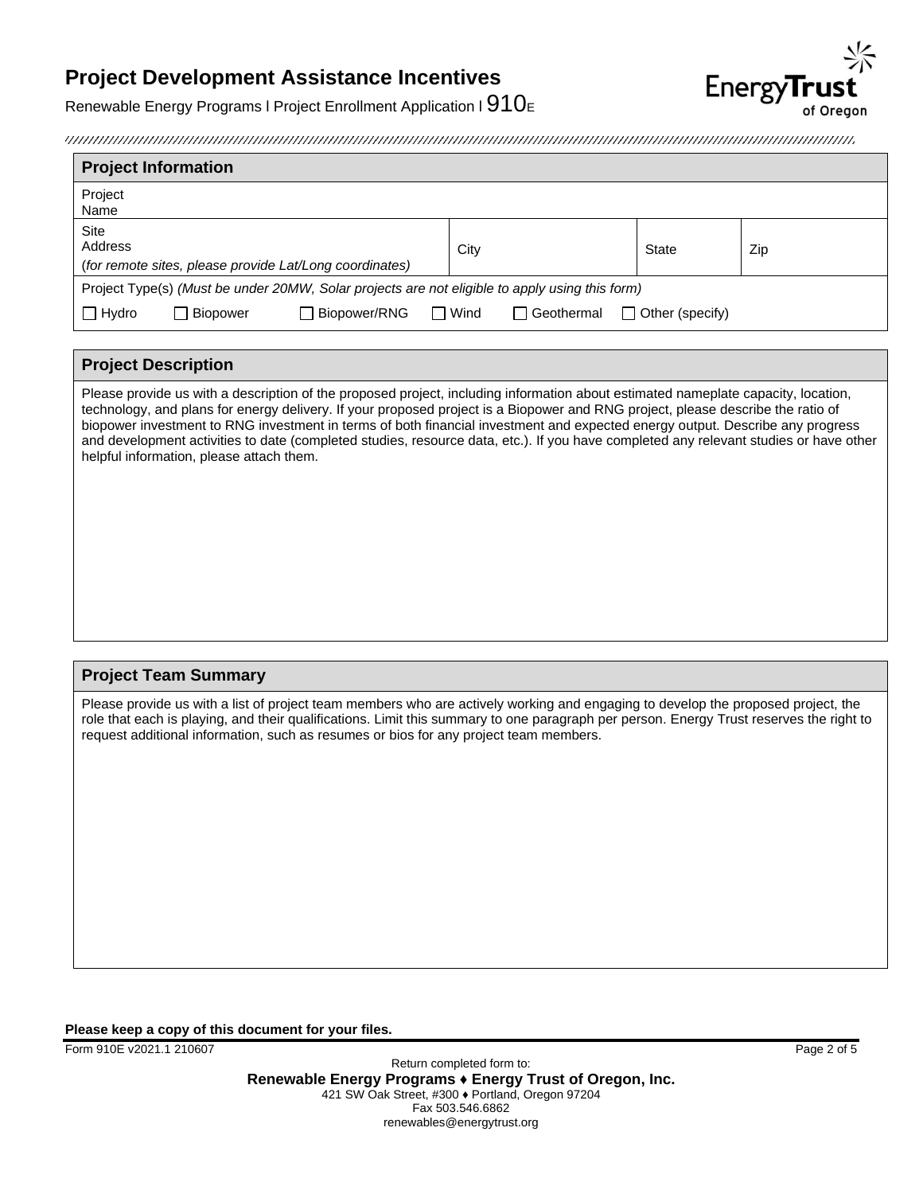# Project Development Assistance Incentives

Renewable Energy Programs | Project Enrollment Application | 910E

## Project Information

| Project Name | | | |
|---|---|---|---|
| Site Address (*for remote sites, please provide Lat/Long coordinates)* | City | State | Zip |

Project Type(s) *(Must be under 20MW, Solar projects are not eligible to apply using this form)*

☐ Hydro ☐ Biopower ☐ Biopower/RNG ☐ Wind ☐ Geothermal ☐ Other (specify)

## Project Description

Please provide us with a description of the proposed project, including information about estimated nameplate capacity, location, technology, and plans for energy delivery. If your proposed project is a Biopower and RNG project, please describe the ratio of biopower investment to RNG investment in terms of both financial investment and expected energy output. Describe any progress and development activities to date (completed studies, resource data, etc.). If you have completed any relevant studies or have other helpful information, please attach them.

## Project Team Summary

Please provide us with a list of project team members who are actively working and engaging to develop the proposed project, the role that each is playing, and their qualifications. Limit this summary to one paragraph per person. Energy Trust reserves the right to request additional information, such as resumes or bios for any project team members.

**Please keep a copy of this document for your files.**

Form 910E v2021.1 210607

Return completed form to:

**Renewable Energy Programs ♦ Energy Trust of Oregon, Inc.**

421 SW Oak Street, #300 ♦ Portland, Oregon 97204

Fax 503.546.6862

renewables@energytrust.org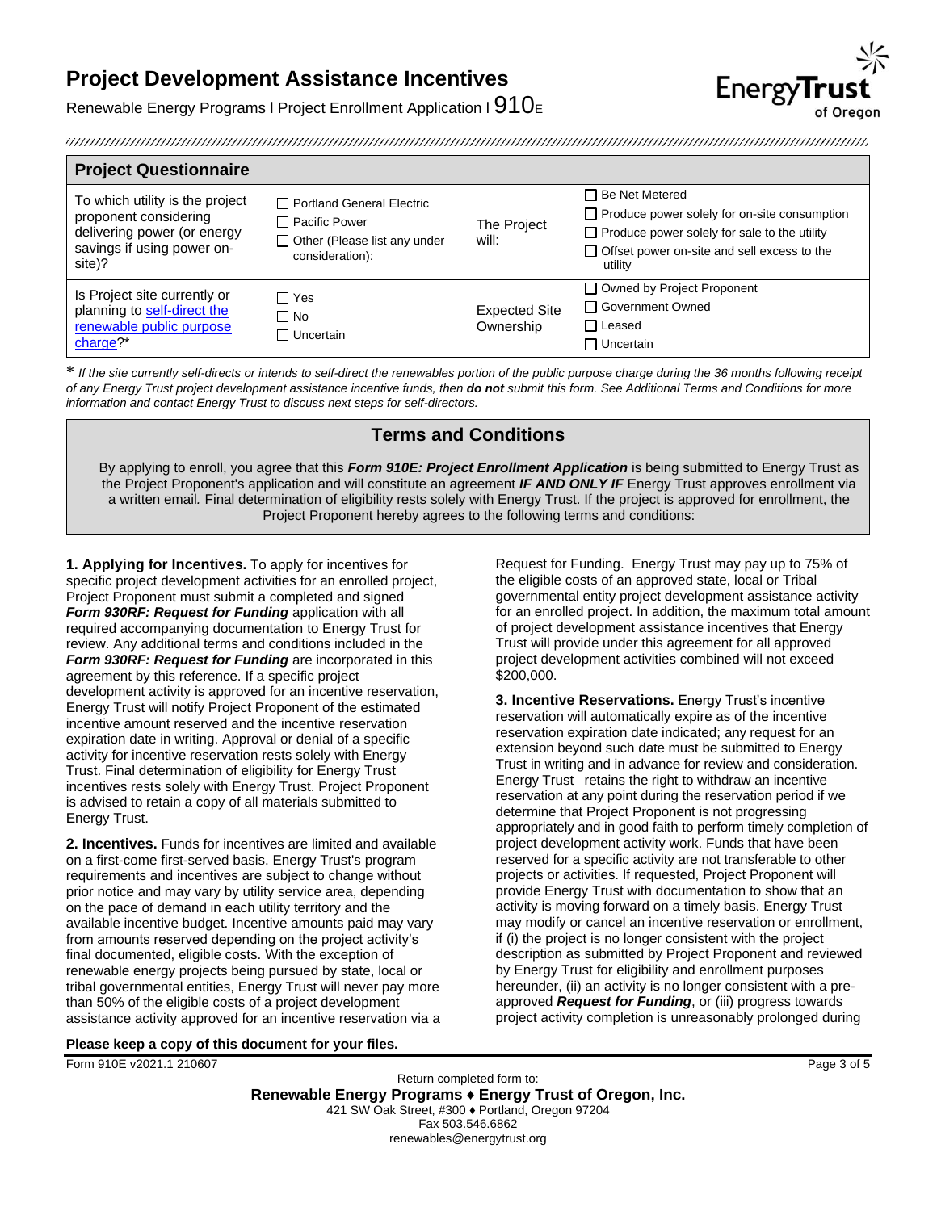# Project Development Assistance Incentives

Renewable Energy Programs I Project Enrollment Application I 910E

## Project Questionnaire

| | | | |
|---|---|---|---|
| To which utility is the project proponent considering delivering power (or energy savings if using power on-site)? | ☐ Portland General Electric<br>☐ Pacific Power<br>☐ Other (Please list any under consideration): | The Project will: | ☐ Be Net Metered<br>☐ Produce power solely for on-site consumption<br>☐ Produce power solely for sale to the utility<br>☐ Offset power on-site and sell excess to the utility |
| Is Project site currently or planning to [self-direct the renewable public purpose charge]?* | ☐ Yes<br>☐ No<br>☐ Uncertain | Expected Site Ownership | ☐ Owned by Project Proponent<br>☐ Government Owned<br>☐ Leased<br>☐ Uncertain |

* *If the site currently self-directs or intends to self-direct the renewables portion of the public purpose charge during the 36 months following receipt of any Energy Trust project development assistance incentive funds, then **do not** submit this form. See Additional Terms and Conditions for more information and contact Energy Trust to discuss next steps for self-directors.*

## Terms and Conditions

By applying to enroll, you agree that this ***Form 910E: Project Enrollment Application*** is being submitted to Energy Trust as the Project Proponent's application and will constitute an agreement ***IF AND ONLY IF*** Energy Trust approves enrollment via a written email*.* Final determination of eligibility rests solely with Energy Trust. If the project is approved for enrollment, the Project Proponent hereby agrees to the following terms and conditions:

**1. Applying for Incentives.** To apply for incentives for specific project development activities for an enrolled project, Project Proponent must submit a completed and signed ***Form 930RF: Request for Funding*** application with all required accompanying documentation to Energy Trust for review. Any additional terms and conditions included in the ***Form 930RF: Request for Funding*** are incorporated in this agreement by this reference. If a specific project development activity is approved for an incentive reservation, Energy Trust will notify Project Proponent of the estimated incentive amount reserved and the incentive reservation expiration date in writing. Approval or denial of a specific activity for incentive reservation rests solely with Energy Trust. Final determination of eligibility for Energy Trust incentives rests solely with Energy Trust. Project Proponent is advised to retain a copy of all materials submitted to Energy Trust.

**2. Incentives.** Funds for incentives are limited and available on a first-come first-served basis. Energy Trust's program requirements and incentives are subject to change without prior notice and may vary by utility service area, depending on the pace of demand in each utility territory and the available incentive budget. Incentive amounts paid may vary from amounts reserved depending on the project activity's final documented, eligible costs. With the exception of renewable energy projects being pursued by state, local or tribal governmental entities, Energy Trust will never pay more than 50% of the eligible costs of a project development assistance activity approved for an incentive reservation via a Request for Funding. Energy Trust may pay up to 75% of the eligible costs of an approved state, local or Tribal governmental entity project development assistance activity for an enrolled project. In addition, the maximum total amount of project development assistance incentives that Energy Trust will provide under this agreement for all approved project development activities combined will not exceed $200,000.

**3. Incentive Reservations.** Energy Trust's incentive reservation will automatically expire as of the incentive reservation expiration date indicated; any request for an extension beyond such date must be submitted to Energy Trust in writing and in advance for review and consideration. Energy Trust retains the right to withdraw an incentive reservation at any point during the reservation period if we determine that Project Proponent is not progressing appropriately and in good faith to perform timely completion of project development activity work. Funds that have been reserved for a specific activity are not transferable to other projects or activities. If requested, Project Proponent will provide Energy Trust with documentation to show that an activity is moving forward on a timely basis. Energy Trust may modify or cancel an incentive reservation or enrollment, if (i) the project is no longer consistent with the project description as submitted by Project Proponent and reviewed by Energy Trust for eligibility and enrollment purposes hereunder, (ii) an activity is no longer consistent with a pre-approved ***Request for Funding***, or (iii) progress towards project activity completion is unreasonably prolonged during

**Please keep a copy of this document for your files.**

Form 910E v2021.1 210607

Return completed form to:
**Renewable Energy Programs ♦ Energy Trust of Oregon, Inc.**
421 SW Oak Street, #300 ♦ Portland, Oregon 97204
Fax 503.546.6862
renewables@energytrust.org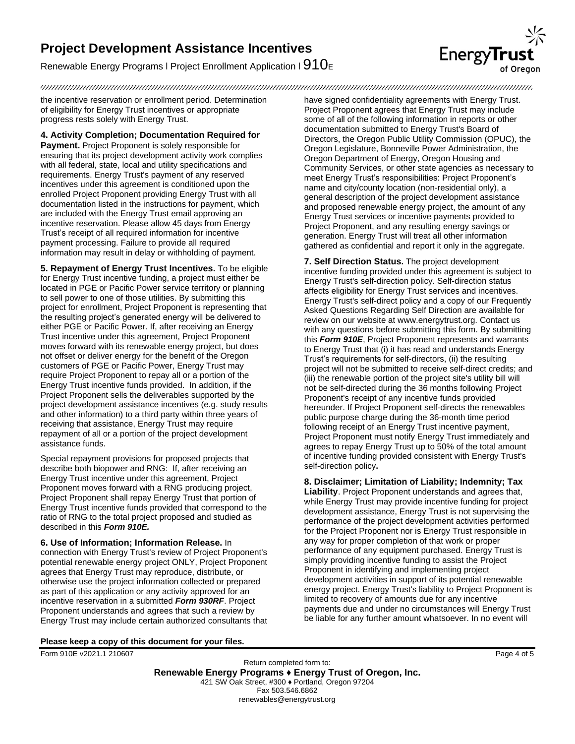the incentive reservation or enrollment period. Determination of eligibility for Energy Trust incentives or appropriate progress rests solely with Energy Trust.

**4. Activity Completion; Documentation Required for Payment.** Project Proponent is solely responsible for ensuring that its project development activity work complies with all federal, state, local and utility specifications and requirements. Energy Trust's payment of any reserved incentives under this agreement is conditioned upon the enrolled Project Proponent providing Energy Trust with all documentation listed in the instructions for payment, which are included with the Energy Trust email approving an incentive reservation. Please allow 45 days from Energy Trust's receipt of all required information for incentive payment processing. Failure to provide all required information may result in delay or withholding of payment.

**5. Repayment of Energy Trust Incentives.** To be eligible for Energy Trust incentive funding, a project must either be located in PGE or Pacific Power service territory or planning to sell power to one of those utilities. By submitting this project for enrollment, Project Proponent is representing that the resulting project's generated energy will be delivered to either PGE or Pacific Power. If, after receiving an Energy Trust incentive under this agreement, Project Proponent moves forward with its renewable energy project, but does not offset or deliver energy for the benefit of the Oregon customers of PGE or Pacific Power, Energy Trust may require Project Proponent to repay all or a portion of the Energy Trust incentive funds provided. In addition, if the Project Proponent sells the deliverables supported by the project development assistance incentives (e.g. study results and other information) to a third party within three years of receiving that assistance, Energy Trust may require repayment of all or a portion of the project development assistance funds.

Special repayment provisions for proposed projects that describe both biopower and RNG: If, after receiving an Energy Trust incentive under this agreement, Project Proponent moves forward with a RNG producing project, Project Proponent shall repay Energy Trust that portion of Energy Trust incentive funds provided that correspond to the ratio of RNG to the total project proposed and studied as described in this ***Form 910E.***

**6. Use of Information; Information Release.** In connection with Energy Trust's review of Project Proponent's potential renewable energy project ONLY, Project Proponent agrees that Energy Trust may reproduce, distribute, or otherwise use the project information collected or prepared as part of this application or any activity approved for an incentive reservation in a submitted ***Form 930RF***. Project Proponent understands and agrees that such a review by Energy Trust may include certain authorized consultants that have signed confidentiality agreements with Energy Trust. Project Proponent agrees that Energy Trust may include some of all of the following information in reports or other documentation submitted to Energy Trust's Board of Directors, the Oregon Public Utility Commission (OPUC), the Oregon Legislature, Bonneville Power Administration, the Oregon Department of Energy, Oregon Housing and Community Services, or other state agencies as necessary to meet Energy Trust's responsibilities: Project Proponent's name and city/county location (non-residential only), a general description of the project development assistance and proposed renewable energy project, the amount of any Energy Trust services or incentive payments provided to Project Proponent, and any resulting energy savings or generation. Energy Trust will treat all other information gathered as confidential and report it only in the aggregate.

**7. Self Direction Status.** The project development incentive funding provided under this agreement is subject to Energy Trust's self-direction policy. Self-direction status affects eligibility for Energy Trust services and incentives. Energy Trust's self-direct policy and a copy of our Frequently Asked Questions Regarding Self Direction are available for review on our website at www.energytrust.org. Contact us with any questions before submitting this form. By submitting this ***Form 910E***, Project Proponent represents and warrants to Energy Trust that (i) it has read and understands Energy Trust's requirements for self-directors, (ii) the resulting project will not be submitted to receive self-direct credits; and (iii) the renewable portion of the project site's utility bill will not be self-directed during the 36 months following Project Proponent's receipt of any incentive funds provided hereunder. If Project Proponent self-directs the renewables public purpose charge during the 36-month time period following receipt of an Energy Trust incentive payment, Project Proponent must notify Energy Trust immediately and agrees to repay Energy Trust up to 50% of the total amount of incentive funding provided consistent with Energy Trust's self-direction policy**.**

**8. Disclaimer; Limitation of Liability; Indemnity; Tax Liability**. Project Proponent understands and agrees that, while Energy Trust may provide incentive funding for project development assistance, Energy Trust is not supervising the performance of the project development activities performed for the Project Proponent nor is Energy Trust responsible in any way for proper completion of that work or proper performance of any equipment purchased. Energy Trust is simply providing incentive funding to assist the Project Proponent in identifying and implementing project development activities in support of its potential renewable energy project. Energy Trust's liability to Project Proponent is limited to recovery of amounts due for any incentive payments due and under no circumstances will Energy Trust be liable for any further amount whatsoever. In no event will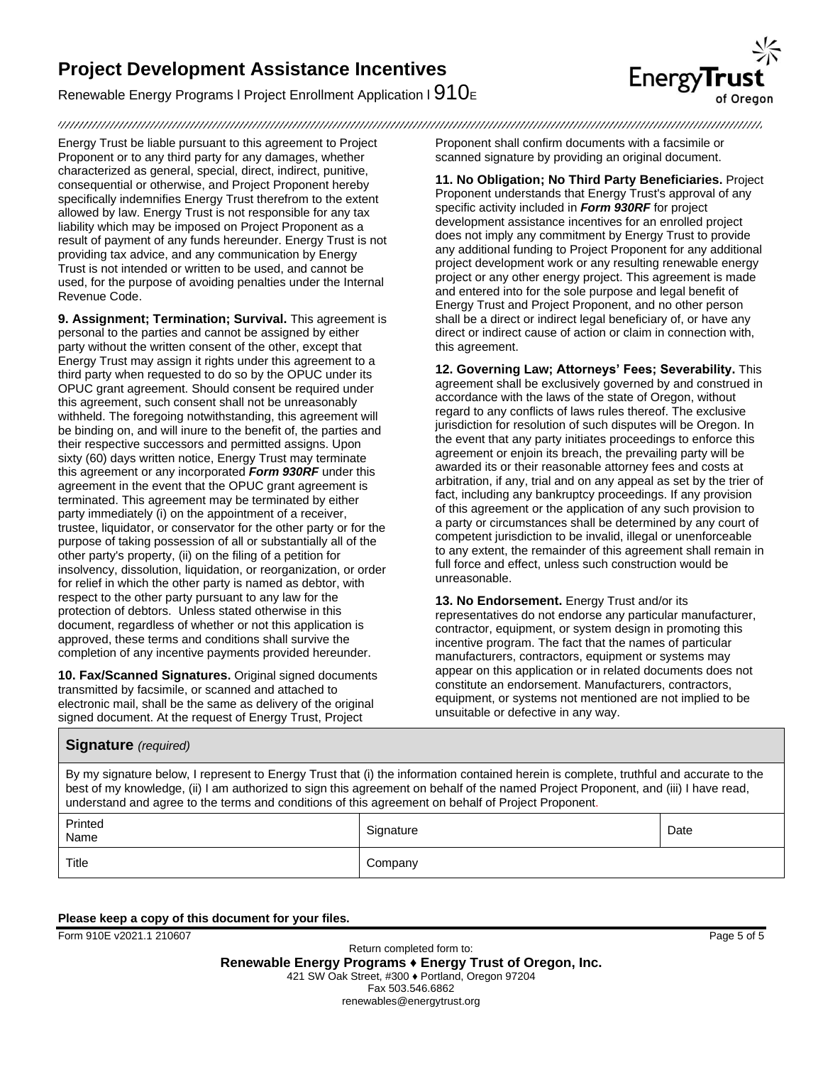Energy Trust be liable pursuant to this agreement to Project Proponent or to any third party for any damages, whether characterized as general, special, direct, indirect, punitive, consequential or otherwise, and Project Proponent hereby specifically indemnifies Energy Trust therefrom to the extent allowed by law. Energy Trust is not responsible for any tax liability which may be imposed on Project Proponent as a result of payment of any funds hereunder. Energy Trust is not providing tax advice, and any communication by Energy Trust is not intended or written to be used, and cannot be used, for the purpose of avoiding penalties under the Internal Revenue Code.

**9. Assignment; Termination; Survival.** This agreement is personal to the parties and cannot be assigned by either party without the written consent of the other, except that Energy Trust may assign it rights under this agreement to a third party when requested to do so by the OPUC under its OPUC grant agreement. Should consent be required under this agreement, such consent shall not be unreasonably withheld. The foregoing notwithstanding, this agreement will be binding on, and will inure to the benefit of, the parties and their respective successors and permitted assigns. Upon sixty (60) days written notice, Energy Trust may terminate this agreement or any incorporated ***Form 930RF*** under this agreement in the event that the OPUC grant agreement is terminated. This agreement may be terminated by either party immediately (i) on the appointment of a receiver, trustee, liquidator, or conservator for the other party or for the purpose of taking possession of all or substantially all of the other party's property, (ii) on the filing of a petition for insolvency, dissolution, liquidation, or reorganization, or order for relief in which the other party is named as debtor, with respect to the other party pursuant to any law for the protection of debtors. Unless stated otherwise in this document, regardless of whether or not this application is approved, these terms and conditions shall survive the completion of any incentive payments provided hereunder.

**10. Fax/Scanned Signatures.** Original signed documents transmitted by facsimile, or scanned and attached to electronic mail, shall be the same as delivery of the original signed document. At the request of Energy Trust, Project Proponent shall confirm documents with a facsimile or scanned signature by providing an original document.

**11. No Obligation; No Third Party Beneficiaries.** Project Proponent understands that Energy Trust's approval of any specific activity included in ***Form 930RF*** for project development assistance incentives for an enrolled project does not imply any commitment by Energy Trust to provide any additional funding to Project Proponent for any additional project development work or any resulting renewable energy project or any other energy project. This agreement is made and entered into for the sole purpose and legal benefit of Energy Trust and Project Proponent, and no other person shall be a direct or indirect legal beneficiary of, or have any direct or indirect cause of action or claim in connection with, this agreement.

**12. Governing Law; Attorneys' Fees; Severability.** This agreement shall be exclusively governed by and construed in accordance with the laws of the state of Oregon, without regard to any conflicts of laws rules thereof. The exclusive jurisdiction for resolution of such disputes will be Oregon. In the event that any party initiates proceedings to enforce this agreement or enjoin its breach, the prevailing party will be awarded its or their reasonable attorney fees and costs at arbitration, if any, trial and on any appeal as set by the trier of fact, including any bankruptcy proceedings. If any provision of this agreement or the application of any such provision to a party or circumstances shall be determined by any court of competent jurisdiction to be invalid, illegal or unenforceable to any extent, the remainder of this agreement shall remain in full force and effect, unless such construction would be unreasonable.

**13. No Endorsement.** Energy Trust and/or its representatives do not endorse any particular manufacturer, contractor, equipment, or system design in promoting this incentive program. The fact that the names of particular manufacturers, contractors, equipment or systems may appear on this application or in related documents does not constitute an endorsement. Manufacturers, contractors, equipment, or systems not mentioned are not implied to be unsuitable or defective in any way.

## Signature *(required)*

By my signature below, I represent to Energy Trust that (i) the information contained herein is complete, truthful and accurate to the best of my knowledge, (ii) I am authorized to sign this agreement on behalf of the named Project Proponent, and (iii) I have read, understand and agree to the terms and conditions of this agreement on behalf of Project Proponent.

| | | |
|---|---|---|
| Printed Name | Signature | Date |
| Title | Company | |

**Please keep a copy of this document for your files.**

Form 910E v2021.1 210607

Return completed form to:
**Renewable Energy Programs ♦ Energy Trust of Oregon, Inc.**
421 SW Oak Street, #300 ♦ Portland, Oregon 97204
Fax 503.546.6862
renewables@energytrust.org